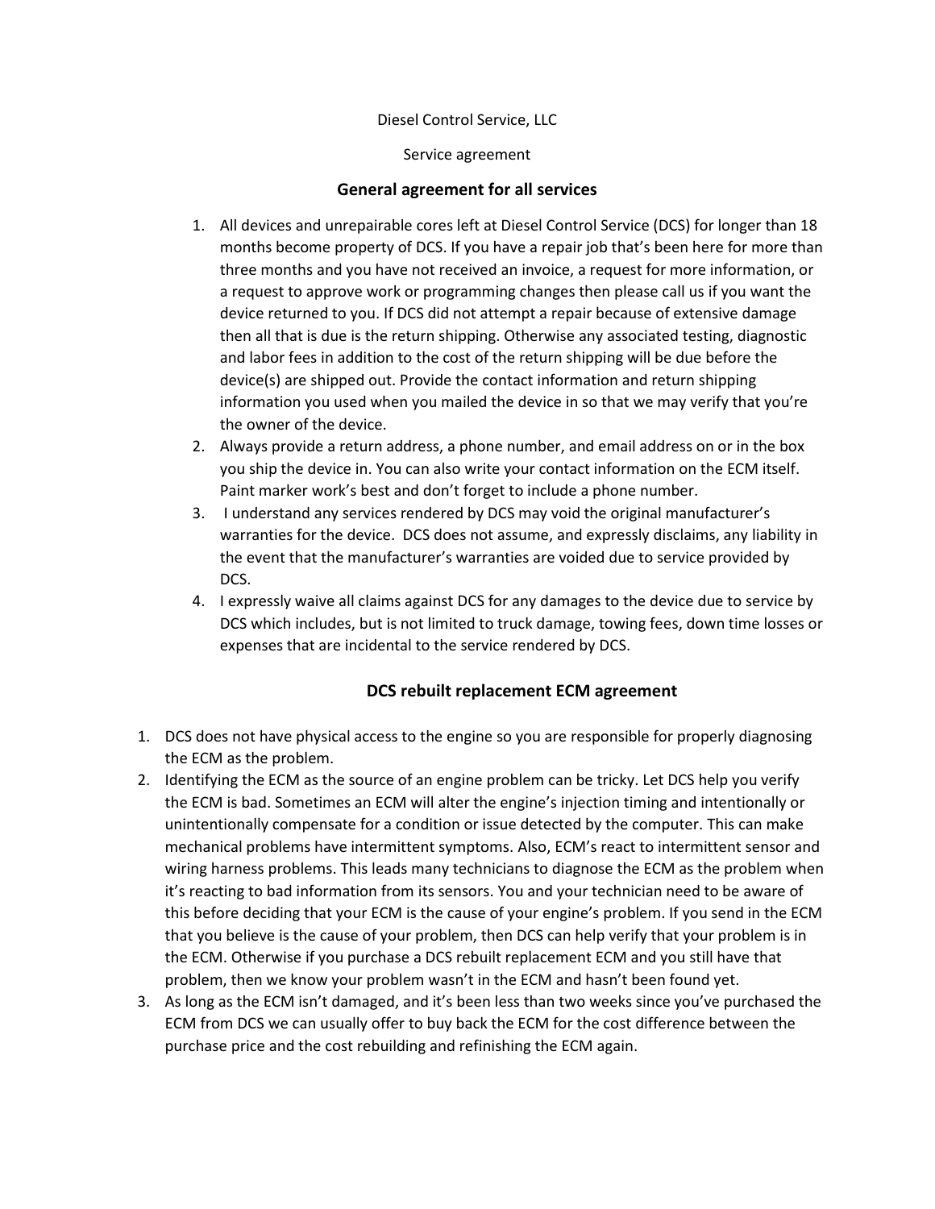Diesel Control Service, LLC

Service agreement

## General agreement for all services

1. All devices and unrepairable cores left at Diesel Control Service (DCS) for longer than 18 months become property of DCS. If you have a repair job that's been here for more than three months and you have not received an invoice, a request for more information, or a request to approve work or programming changes then please call us if you want the device returned to you. If DCS did not attempt a repair because of extensive damage then all that is due is the return shipping. Otherwise any associated testing, diagnostic and labor fees in addition to the cost of the return shipping will be due before the device(s) are shipped out. Provide the contact information and return shipping information you used when you mailed the device in so that we may verify that you're the owner of the device.
2. Always provide a return address, a phone number, and email address on or in the box you ship the device in. You can also write your contact information on the ECM itself. Paint marker work's best and don't forget to include a phone number.
3. I understand any services rendered by DCS may void the original manufacturer's warranties for the device. DCS does not assume, and expressly disclaims, any liability in the event that the manufacturer's warranties are voided due to service provided by DCS.
4. I expressly waive all claims against DCS for any damages to the device due to service by DCS which includes, but is not limited to truck damage, towing fees, down time losses or expenses that are incidental to the service rendered by DCS.

## DCS rebuilt replacement ECM agreement

1. DCS does not have physical access to the engine so you are responsible for properly diagnosing the ECM as the problem.
2. Identifying the ECM as the source of an engine problem can be tricky. Let DCS help you verify the ECM is bad. Sometimes an ECM will alter the engine's injection timing and intentionally or unintentionally compensate for a condition or issue detected by the computer. This can make mechanical problems have intermittent symptoms. Also, ECM's react to intermittent sensor and wiring harness problems. This leads many technicians to diagnose the ECM as the problem when it's reacting to bad information from its sensors. You and your technician need to be aware of this before deciding that your ECM is the cause of your engine's problem. If you send in the ECM that you believe is the cause of your problem, then DCS can help verify that your problem is in the ECM. Otherwise if you purchase a DCS rebuilt replacement ECM and you still have that problem, then we know your problem wasn't in the ECM and hasn't been found yet.
3. As long as the ECM isn't damaged, and it's been less than two weeks since you've purchased the ECM from DCS we can usually offer to buy back the ECM for the cost difference between the purchase price and the cost rebuilding and refinishing the ECM again.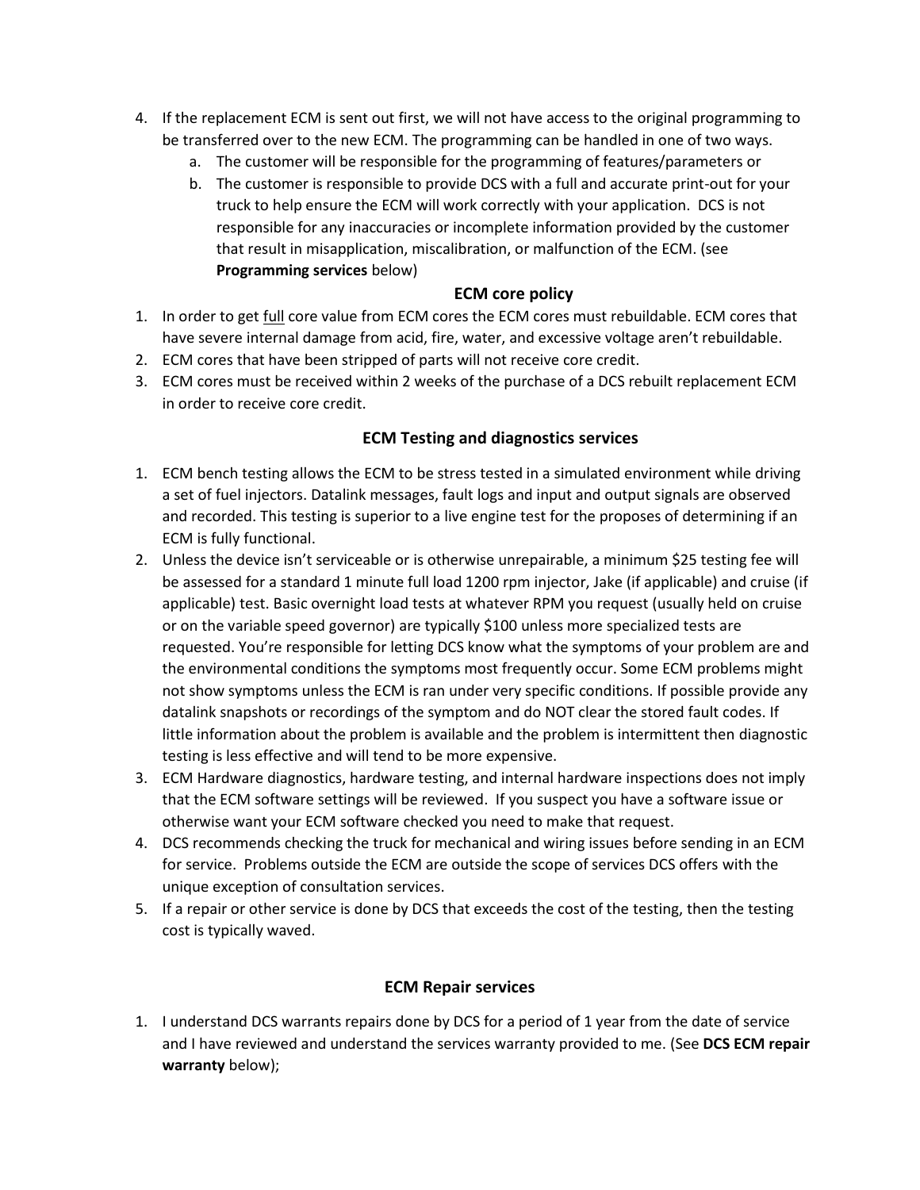4. If the replacement ECM is sent out first, we will not have access to the original programming to be transferred over to the new ECM. The programming can be handled in one of two ways.
   a. The customer will be responsible for the programming of features/parameters or
   b. The customer is responsible to provide DCS with a full and accurate print-out for your truck to help ensure the ECM will work correctly with your application. DCS is not responsible for any inaccuracies or incomplete information provided by the customer that result in misapplication, miscalibration, or malfunction of the ECM. (see **Programming services** below)

## ECM core policy

1. In order to get <u>full</u> core value from ECM cores the ECM cores must rebuildable. ECM cores that have severe internal damage from acid, fire, water, and excessive voltage aren't rebuildable.
2. ECM cores that have been stripped of parts will not receive core credit.
3. ECM cores must be received within 2 weeks of the purchase of a DCS rebuilt replacement ECM in order to receive core credit.

## ECM Testing and diagnostics services

1. ECM bench testing allows the ECM to be stress tested in a simulated environment while driving a set of fuel injectors. Datalink messages, fault logs and input and output signals are observed and recorded. This testing is superior to a live engine test for the proposes of determining if an ECM is fully functional.
2. Unless the device isn't serviceable or is otherwise unrepairable, a minimum $25 testing fee will be assessed for a standard 1 minute full load 1200 rpm injector, Jake (if applicable) and cruise (if applicable) test. Basic overnight load tests at whatever RPM you request (usually held on cruise or on the variable speed governor) are typically $100 unless more specialized tests are requested. You're responsible for letting DCS know what the symptoms of your problem are and the environmental conditions the symptoms most frequently occur. Some ECM problems might not show symptoms unless the ECM is ran under very specific conditions. If possible provide any datalink snapshots or recordings of the symptom and do NOT clear the stored fault codes. If little information about the problem is available and the problem is intermittent then diagnostic testing is less effective and will tend to be more expensive.
3. ECM Hardware diagnostics, hardware testing, and internal hardware inspections does not imply that the ECM software settings will be reviewed. If you suspect you have a software issue or otherwise want your ECM software checked you need to make that request.
4. DCS recommends checking the truck for mechanical and wiring issues before sending in an ECM for service. Problems outside the ECM are outside the scope of services DCS offers with the unique exception of consultation services.
5. If a repair or other service is done by DCS that exceeds the cost of the testing, then the testing cost is typically waved.

## ECM Repair services

1. I understand DCS warrants repairs done by DCS for a period of 1 year from the date of service and I have reviewed and understand the services warranty provided to me. (See **DCS ECM repair warranty** below);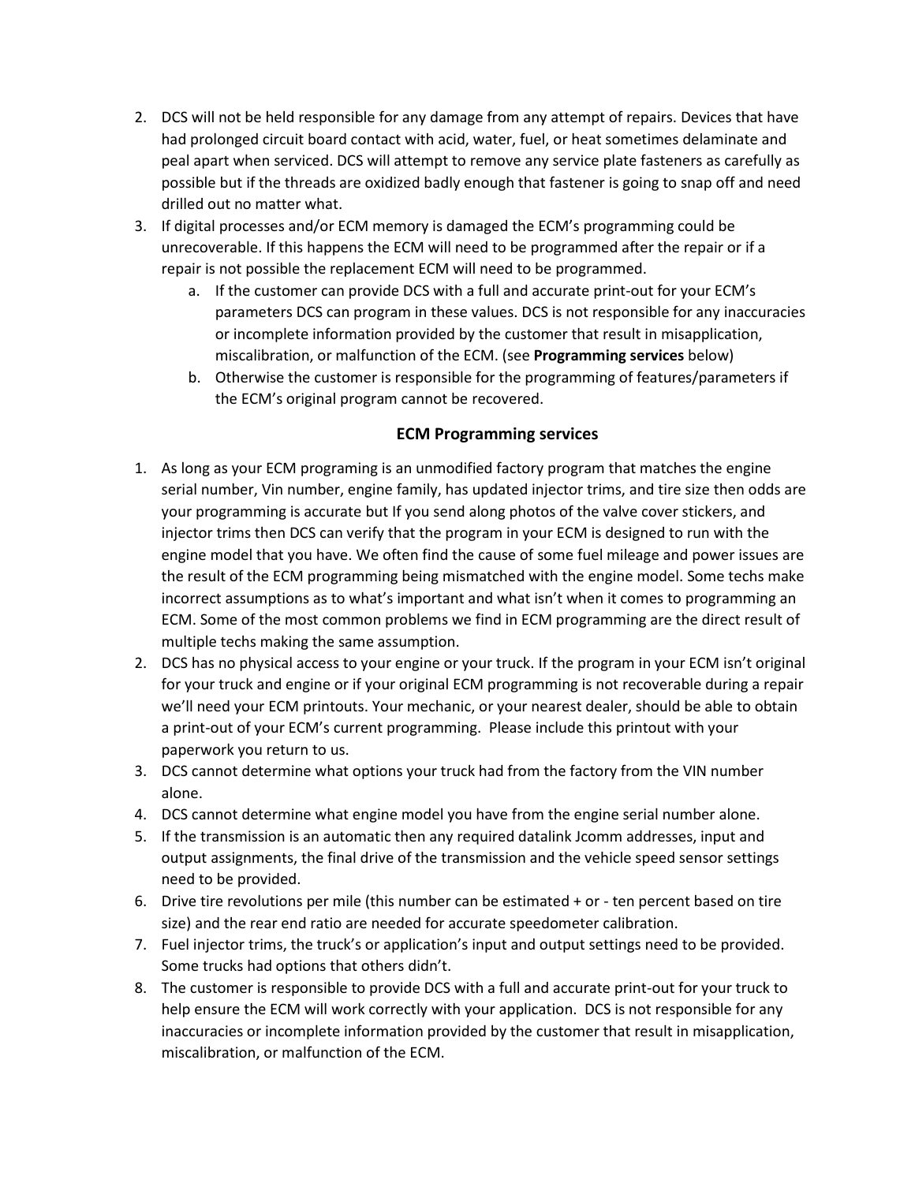2. DCS will not be held responsible for any damage from any attempt of repairs. Devices that have had prolonged circuit board contact with acid, water, fuel, or heat sometimes delaminate and peal apart when serviced. DCS will attempt to remove any service plate fasteners as carefully as possible but if the threads are oxidized badly enough that fastener is going to snap off and need drilled out no matter what.
3. If digital processes and/or ECM memory is damaged the ECM's programming could be unrecoverable. If this happens the ECM will need to be programmed after the repair or if a repair is not possible the replacement ECM will need to be programmed.
    a. If the customer can provide DCS with a full and accurate print-out for your ECM's parameters DCS can program in these values. DCS is not responsible for any inaccuracies or incomplete information provided by the customer that result in misapplication, miscalibration, or malfunction of the ECM. (see **Programming services** below)
    b. Otherwise the customer is responsible for the programming of features/parameters if the ECM's original program cannot be recovered.

## ECM Programming services

1. As long as your ECM programing is an unmodified factory program that matches the engine serial number, Vin number, engine family, has updated injector trims, and tire size then odds are your programming is accurate but If you send along photos of the valve cover stickers, and injector trims then DCS can verify that the program in your ECM is designed to run with the engine model that you have. We often find the cause of some fuel mileage and power issues are the result of the ECM programming being mismatched with the engine model. Some techs make incorrect assumptions as to what's important and what isn't when it comes to programming an ECM. Some of the most common problems we find in ECM programming are the direct result of multiple techs making the same assumption.
2. DCS has no physical access to your engine or your truck. If the program in your ECM isn't original for your truck and engine or if your original ECM programming is not recoverable during a repair we'll need your ECM printouts. Your mechanic, or your nearest dealer, should be able to obtain a print-out of your ECM's current programming. Please include this printout with your paperwork you return to us.
3. DCS cannot determine what options your truck had from the factory from the VIN number alone.
4. DCS cannot determine what engine model you have from the engine serial number alone.
5. If the transmission is an automatic then any required datalink Jcomm addresses, input and output assignments, the final drive of the transmission and the vehicle speed sensor settings need to be provided.
6. Drive tire revolutions per mile (this number can be estimated + or - ten percent based on tire size) and the rear end ratio are needed for accurate speedometer calibration.
7. Fuel injector trims, the truck's or application's input and output settings need to be provided. Some trucks had options that others didn't.
8. The customer is responsible to provide DCS with a full and accurate print-out for your truck to help ensure the ECM will work correctly with your application. DCS is not responsible for any inaccuracies or incomplete information provided by the customer that result in misapplication, miscalibration, or malfunction of the ECM.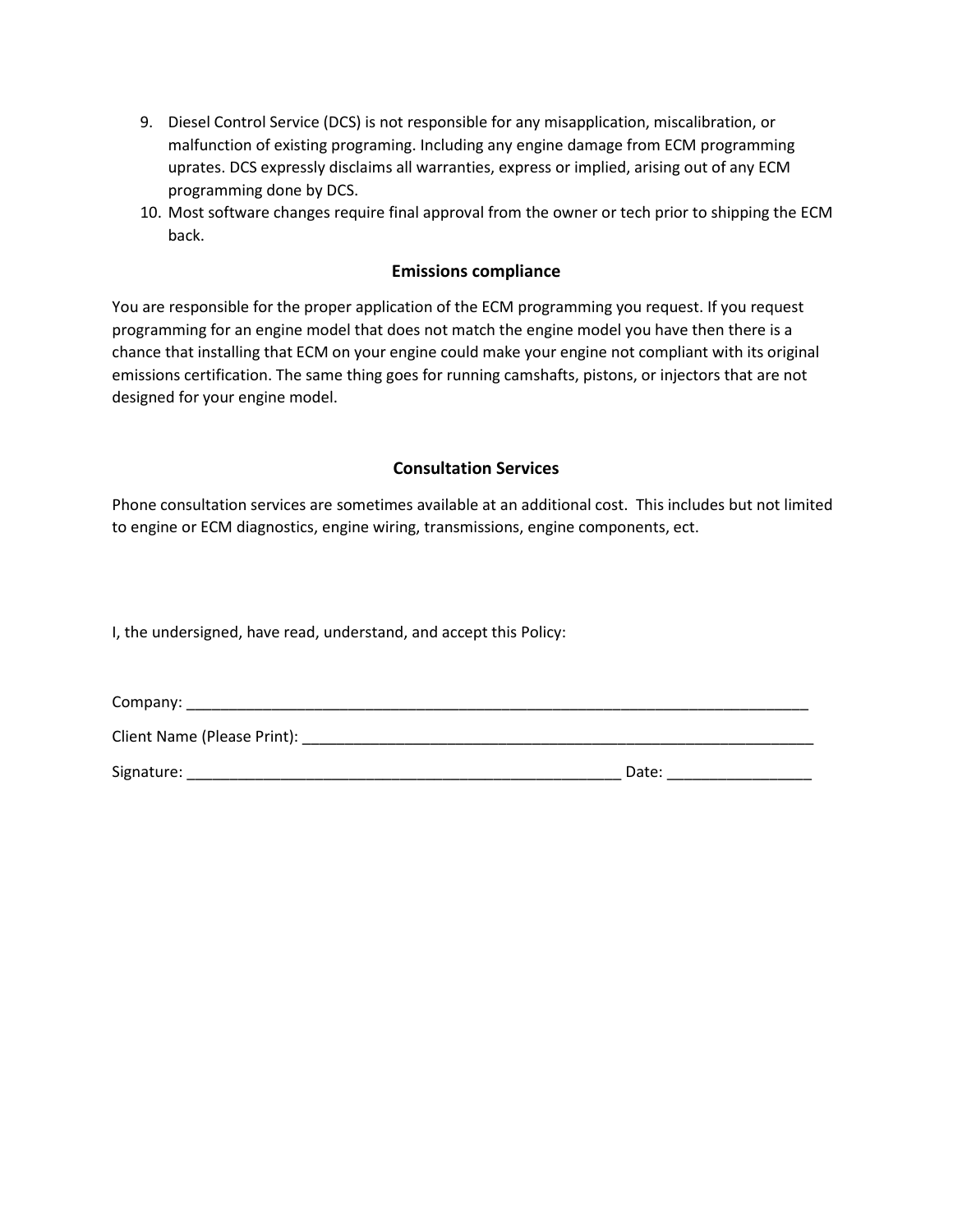9. Diesel Control Service (DCS) is not responsible for any misapplication, miscalibration, or malfunction of existing programing. Including any engine damage from ECM programming uprates. DCS expressly disclaims all warranties, express or implied, arising out of any ECM programming done by DCS.
10. Most software changes require final approval from the owner or tech prior to shipping the ECM back.

## Emissions compliance

You are responsible for the proper application of the ECM programming you request. If you request programming for an engine model that does not match the engine model you have then there is a chance that installing that ECM on your engine could make your engine not compliant with its original emissions certification. The same thing goes for running camshafts, pistons, or injectors that are not designed for your engine model.

## Consultation Services

Phone consultation services are sometimes available at an additional cost.  This includes but not limited to engine or ECM diagnostics, engine wiring, transmissions, engine components, ect.

I, the undersigned, have read, understand, and accept this Policy:

Company: ____________________________________________________________________________

Client Name (Please Print): ______________________________________________________________

Signature: ____________________________________________________ Date: ________________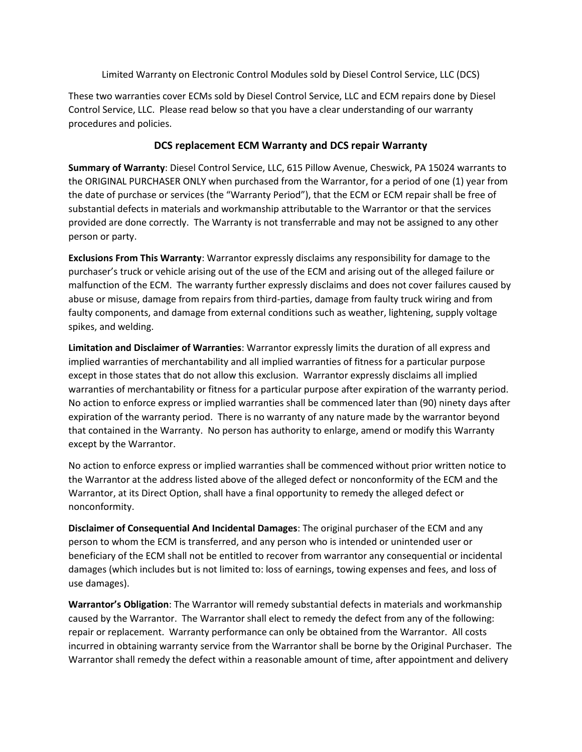Limited Warranty on Electronic Control Modules sold by Diesel Control Service, LLC (DCS)

These two warranties cover ECMs sold by Diesel Control Service, LLC and ECM repairs done by Diesel Control Service, LLC. Please read below so that you have a clear understanding of our warranty procedures and policies.

## DCS replacement ECM Warranty and DCS repair Warranty

**Summary of Warranty**: Diesel Control Service, LLC, 615 Pillow Avenue, Cheswick, PA 15024 warrants to the ORIGINAL PURCHASER ONLY when purchased from the Warrantor, for a period of one (1) year from the date of purchase or services (the "Warranty Period"), that the ECM or ECM repair shall be free of substantial defects in materials and workmanship attributable to the Warrantor or that the services provided are done correctly. The Warranty is not transferrable and may not be assigned to any other person or party.

**Exclusions From This Warranty**: Warrantor expressly disclaims any responsibility for damage to the purchaser's truck or vehicle arising out of the use of the ECM and arising out of the alleged failure or malfunction of the ECM. The warranty further expressly disclaims and does not cover failures caused by abuse or misuse, damage from repairs from third-parties, damage from faulty truck wiring and from faulty components, and damage from external conditions such as weather, lightening, supply voltage spikes, and welding.

**Limitation and Disclaimer of Warranties**: Warrantor expressly limits the duration of all express and implied warranties of merchantability and all implied warranties of fitness for a particular purpose except in those states that do not allow this exclusion. Warrantor expressly disclaims all implied warranties of merchantability or fitness for a particular purpose after expiration of the warranty period. No action to enforce express or implied warranties shall be commenced later than (90) ninety days after expiration of the warranty period. There is no warranty of any nature made by the warrantor beyond that contained in the Warranty. No person has authority to enlarge, amend or modify this Warranty except by the Warrantor.

No action to enforce express or implied warranties shall be commenced without prior written notice to the Warrantor at the address listed above of the alleged defect or nonconformity of the ECM and the Warrantor, at its Direct Option, shall have a final opportunity to remedy the alleged defect or nonconformity.

**Disclaimer of Consequential And Incidental Damages**: The original purchaser of the ECM and any person to whom the ECM is transferred, and any person who is intended or unintended user or beneficiary of the ECM shall not be entitled to recover from warrantor any consequential or incidental damages (which includes but is not limited to: loss of earnings, towing expenses and fees, and loss of use damages).

**Warrantor's Obligation**: The Warrantor will remedy substantial defects in materials and workmanship caused by the Warrantor. The Warrantor shall elect to remedy the defect from any of the following: repair or replacement. Warranty performance can only be obtained from the Warrantor. All costs incurred in obtaining warranty service from the Warrantor shall be borne by the Original Purchaser. The Warrantor shall remedy the defect within a reasonable amount of time, after appointment and delivery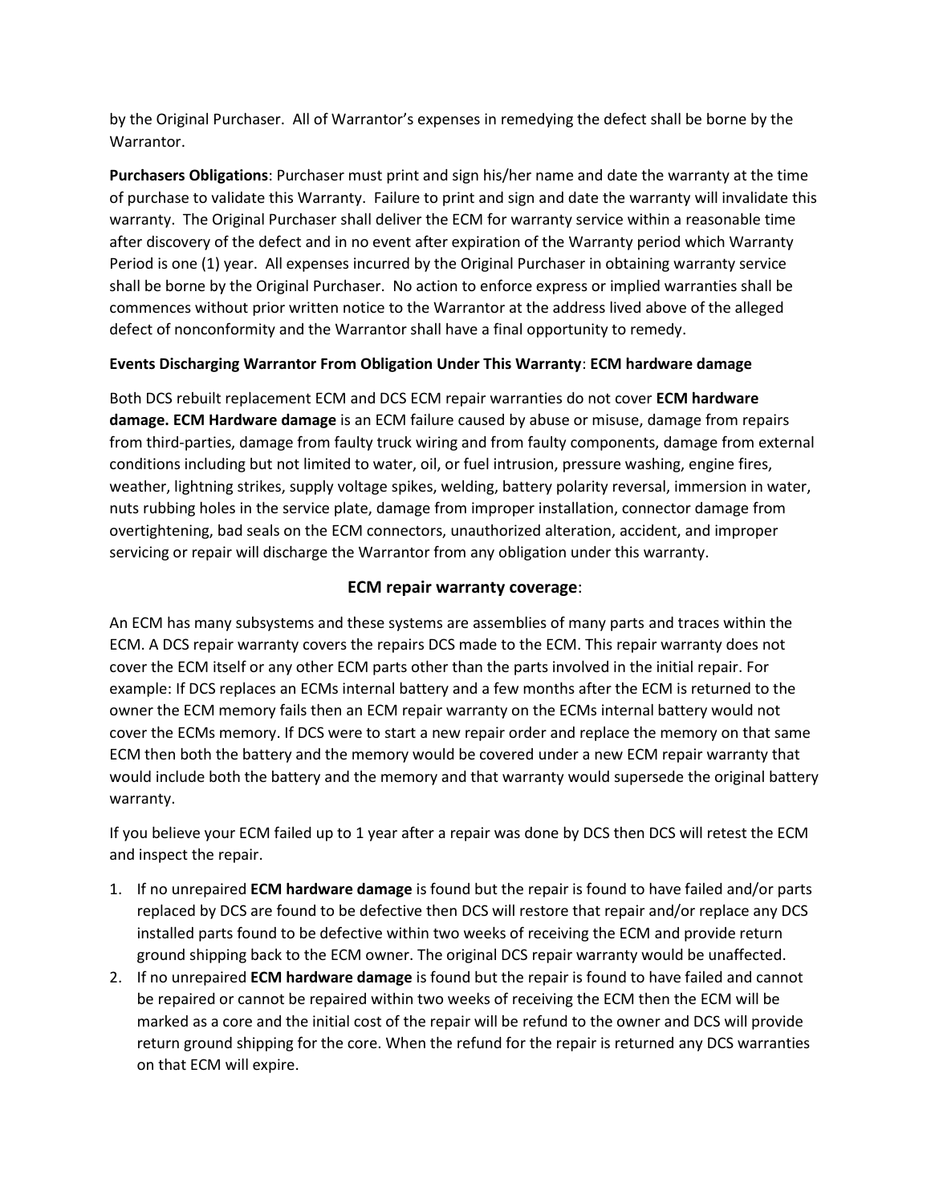by the Original Purchaser. All of Warrantor's expenses in remedying the defect shall be borne by the Warrantor.

**Purchasers Obligations**: Purchaser must print and sign his/her name and date the warranty at the time of purchase to validate this Warranty. Failure to print and sign and date the warranty will invalidate this warranty. The Original Purchaser shall deliver the ECM for warranty service within a reasonable time after discovery of the defect and in no event after expiration of the Warranty period which Warranty Period is one (1) year. All expenses incurred by the Original Purchaser in obtaining warranty service shall be borne by the Original Purchaser. No action to enforce express or implied warranties shall be commences without prior written notice to the Warrantor at the address lived above of the alleged defect of nonconformity and the Warrantor shall have a final opportunity to remedy.

**Events Discharging Warrantor From Obligation Under This Warranty**: **ECM hardware damage**

Both DCS rebuilt replacement ECM and DCS ECM repair warranties do not cover **ECM hardware damage. ECM Hardware damage** is an ECM failure caused by abuse or misuse, damage from repairs from third-parties, damage from faulty truck wiring and from faulty components, damage from external conditions including but not limited to water, oil, or fuel intrusion, pressure washing, engine fires, weather, lightning strikes, supply voltage spikes, welding, battery polarity reversal, immersion in water, nuts rubbing holes in the service plate, damage from improper installation, connector damage from overtightening, bad seals on the ECM connectors, unauthorized alteration, accident, and improper servicing or repair will discharge the Warrantor from any obligation under this warranty.

## ECM repair warranty coverage:

An ECM has many subsystems and these systems are assemblies of many parts and traces within the ECM. A DCS repair warranty covers the repairs DCS made to the ECM. This repair warranty does not cover the ECM itself or any other ECM parts other than the parts involved in the initial repair. For example: If DCS replaces an ECMs internal battery and a few months after the ECM is returned to the owner the ECM memory fails then an ECM repair warranty on the ECMs internal battery would not cover the ECMs memory. If DCS were to start a new repair order and replace the memory on that same ECM then both the battery and the memory would be covered under a new ECM repair warranty that would include both the battery and the memory and that warranty would supersede the original battery warranty.

If you believe your ECM failed up to 1 year after a repair was done by DCS then DCS will retest the ECM and inspect the repair.

1. If no unrepaired **ECM hardware damage** is found but the repair is found to have failed and/or parts replaced by DCS are found to be defective then DCS will restore that repair and/or replace any DCS installed parts found to be defective within two weeks of receiving the ECM and provide return ground shipping back to the ECM owner. The original DCS repair warranty would be unaffected.
2. If no unrepaired **ECM hardware damage** is found but the repair is found to have failed and cannot be repaired or cannot be repaired within two weeks of receiving the ECM then the ECM will be marked as a core and the initial cost of the repair will be refund to the owner and DCS will provide return ground shipping for the core. When the refund for the repair is returned any DCS warranties on that ECM will expire.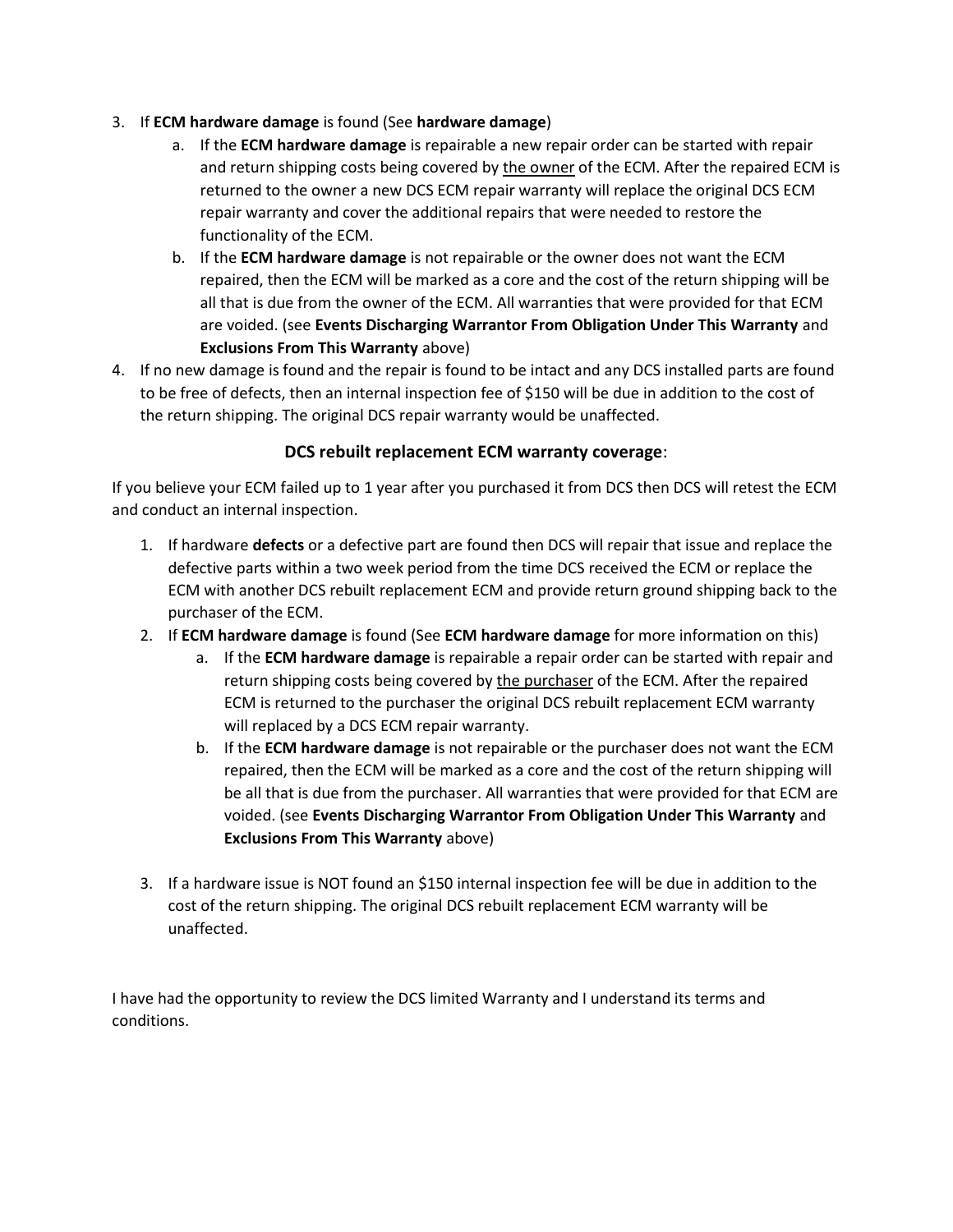3. If **ECM hardware damage** is found (See **hardware damage**)
    a. If the **ECM hardware damage** is repairable a new repair order can be started with repair and return shipping costs being covered by <u>the owner</u> of the ECM. After the repaired ECM is returned to the owner a new DCS ECM repair warranty will replace the original DCS ECM repair warranty and cover the additional repairs that were needed to restore the functionality of the ECM.
    b. If the **ECM hardware damage** is not repairable or the owner does not want the ECM repaired, then the ECM will be marked as a core and the cost of the return shipping will be all that is due from the owner of the ECM. All warranties that were provided for that ECM are voided. (see **Events Discharging Warrantor From Obligation Under This Warranty** and **Exclusions From This Warranty** above)
4. If no new damage is found and the repair is found to be intact and any DCS installed parts are found to be free of defects, then an internal inspection fee of $150 will be due in addition to the cost of the return shipping. The original DCS repair warranty would be unaffected.

### **DCS rebuilt replacement ECM warranty coverage**:

If you believe your ECM failed up to 1 year after you purchased it from DCS then DCS will retest the ECM and conduct an internal inspection.

1. If hardware **defects** or a defective part are found then DCS will repair that issue and replace the defective parts within a two week period from the time DCS received the ECM or replace the ECM with another DCS rebuilt replacement ECM and provide return ground shipping back to the purchaser of the ECM.
2. If **ECM hardware damage** is found (See **ECM hardware damage** for more information on this)
    a. If the **ECM hardware damage** is repairable a repair order can be started with repair and return shipping costs being covered by <u>the purchaser</u> of the ECM. After the repaired ECM is returned to the purchaser the original DCS rebuilt replacement ECM warranty will replaced by a DCS ECM repair warranty.
    b. If the **ECM hardware damage** is not repairable or the purchaser does not want the ECM repaired, then the ECM will be marked as a core and the cost of the return shipping will be all that is due from the purchaser. All warranties that were provided for that ECM are voided. (see **Events Discharging Warrantor From Obligation Under This Warranty** and **Exclusions From This Warranty** above)
3. If a hardware issue is NOT found an $150 internal inspection fee will be due in addition to the cost of the return shipping. The original DCS rebuilt replacement ECM warranty will be unaffected.

I have had the opportunity to review the DCS limited Warranty and I understand its terms and conditions.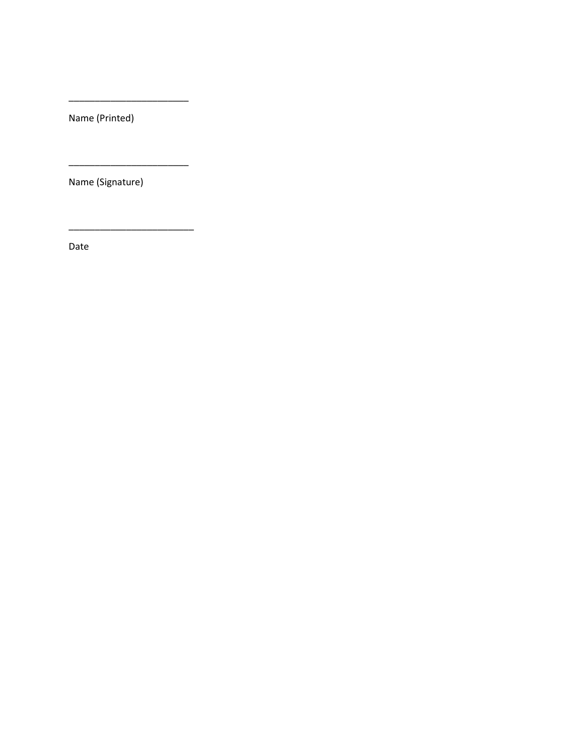________________________

Name (Printed)

________________________

Name (Signature)

_________________________

Date